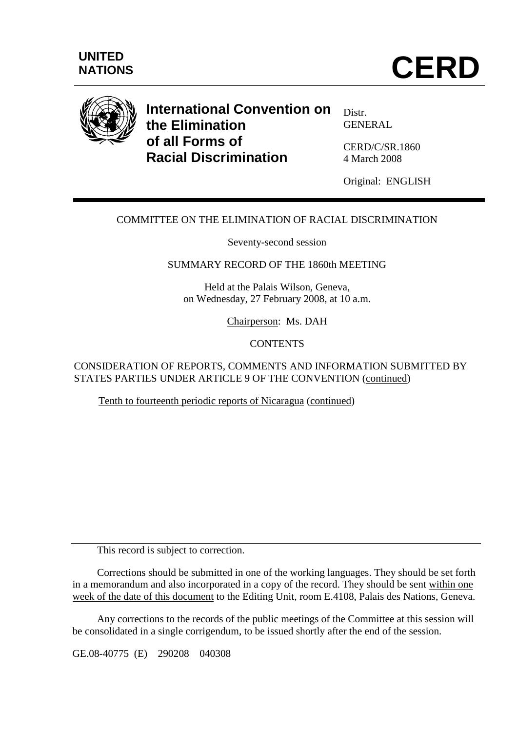**UNITED NATIONS**

# CERD

**International Convention on the Elimination of all Forms of Racial Discrimination**

Distr.
GENERAL

CERD/C/SR.1860
4 March 2008

Original: ENGLISH

---

COMMITTEE ON THE ELIMINATION OF RACIAL DISCRIMINATION

Seventy-second session

SUMMARY RECORD OF THE 1860th MEETING

Held at the Palais Wilson, Geneva,
on Wednesday, 27 February 2008, at 10 a.m.

Chairperson: Ms. DAH

CONTENTS

CONSIDERATION OF REPORTS, COMMENTS AND INFORMATION SUBMITTED BY STATES PARTIES UNDER ARTICLE 9 OF THE CONVENTION (continued)

Tenth to fourteenth periodic reports of Nicaragua (continued)

---

This record is subject to correction.

Corrections should be submitted in one of the working languages. They should be set forth in a memorandum and also incorporated in a copy of the record. They should be sent within one week of the date of this document to the Editing Unit, room E.4108, Palais des Nations, Geneva.

Any corrections to the records of the public meetings of the Committee at this session will be consolidated in a single corrigendum, to be issued shortly after the end of the session.

GE.08-40775 (E) 290208 040308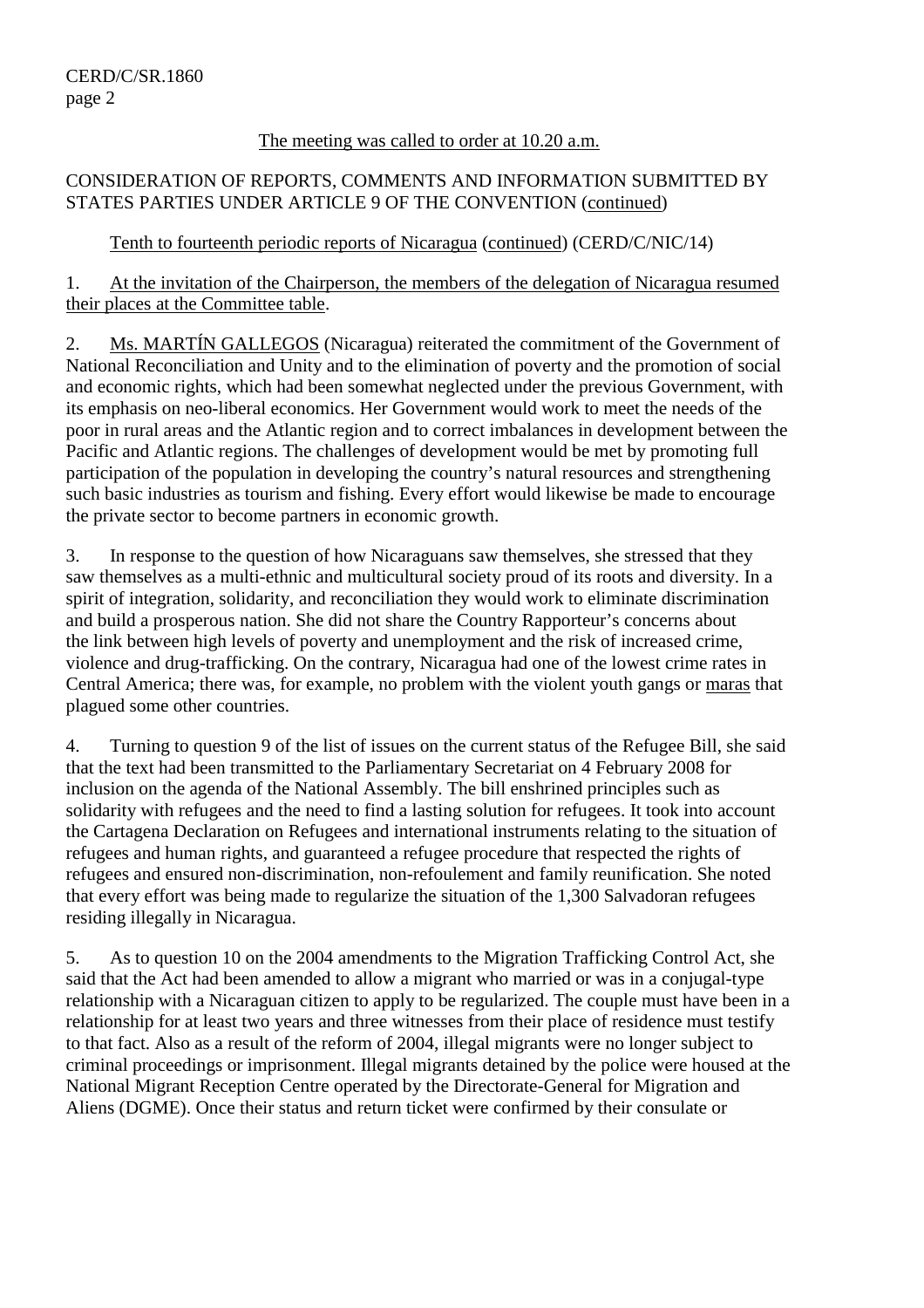The meeting was called to order at 10.20 a.m.

CONSIDERATION OF REPORTS, COMMENTS AND INFORMATION SUBMITTED BY STATES PARTIES UNDER ARTICLE 9 OF THE CONVENTION (continued)

Tenth to fourteenth periodic reports of Nicaragua (continued) (CERD/C/NIC/14)

1. At the invitation of the Chairperson, the members of the delegation of Nicaragua resumed their places at the Committee table.

2. Ms. MARTÍN GALLEGOS (Nicaragua) reiterated the commitment of the Government of National Reconciliation and Unity and to the elimination of poverty and the promotion of social and economic rights, which had been somewhat neglected under the previous Government, with its emphasis on neo-liberal economics. Her Government would work to meet the needs of the poor in rural areas and the Atlantic region and to correct imbalances in development between the Pacific and Atlantic regions. The challenges of development would be met by promoting full participation of the population in developing the country's natural resources and strengthening such basic industries as tourism and fishing. Every effort would likewise be made to encourage the private sector to become partners in economic growth.

3. In response to the question of how Nicaraguans saw themselves, she stressed that they saw themselves as a multi-ethnic and multicultural society proud of its roots and diversity. In a spirit of integration, solidarity, and reconciliation they would work to eliminate discrimination and build a prosperous nation. She did not share the Country Rapporteur's concerns about the link between high levels of poverty and unemployment and the risk of increased crime, violence and drug-trafficking. On the contrary, Nicaragua had one of the lowest crime rates in Central America; there was, for example, no problem with the violent youth gangs or maras that plagued some other countries.

4. Turning to question 9 of the list of issues on the current status of the Refugee Bill, she said that the text had been transmitted to the Parliamentary Secretariat on 4 February 2008 for inclusion on the agenda of the National Assembly. The bill enshrined principles such as solidarity with refugees and the need to find a lasting solution for refugees. It took into account the Cartagena Declaration on Refugees and international instruments relating to the situation of refugees and human rights, and guaranteed a refugee procedure that respected the rights of refugees and ensured non-discrimination, non-refoulement and family reunification. She noted that every effort was being made to regularize the situation of the 1,300 Salvadoran refugees residing illegally in Nicaragua.

5. As to question 10 on the 2004 amendments to the Migration Trafficking Control Act, she said that the Act had been amended to allow a migrant who married or was in a conjugal-type relationship with a Nicaraguan citizen to apply to be regularized. The couple must have been in a relationship for at least two years and three witnesses from their place of residence must testify to that fact. Also as a result of the reform of 2004, illegal migrants were no longer subject to criminal proceedings or imprisonment. Illegal migrants detained by the police were housed at the National Migrant Reception Centre operated by the Directorate-General for Migration and Aliens (DGME). Once their status and return ticket were confirmed by their consulate or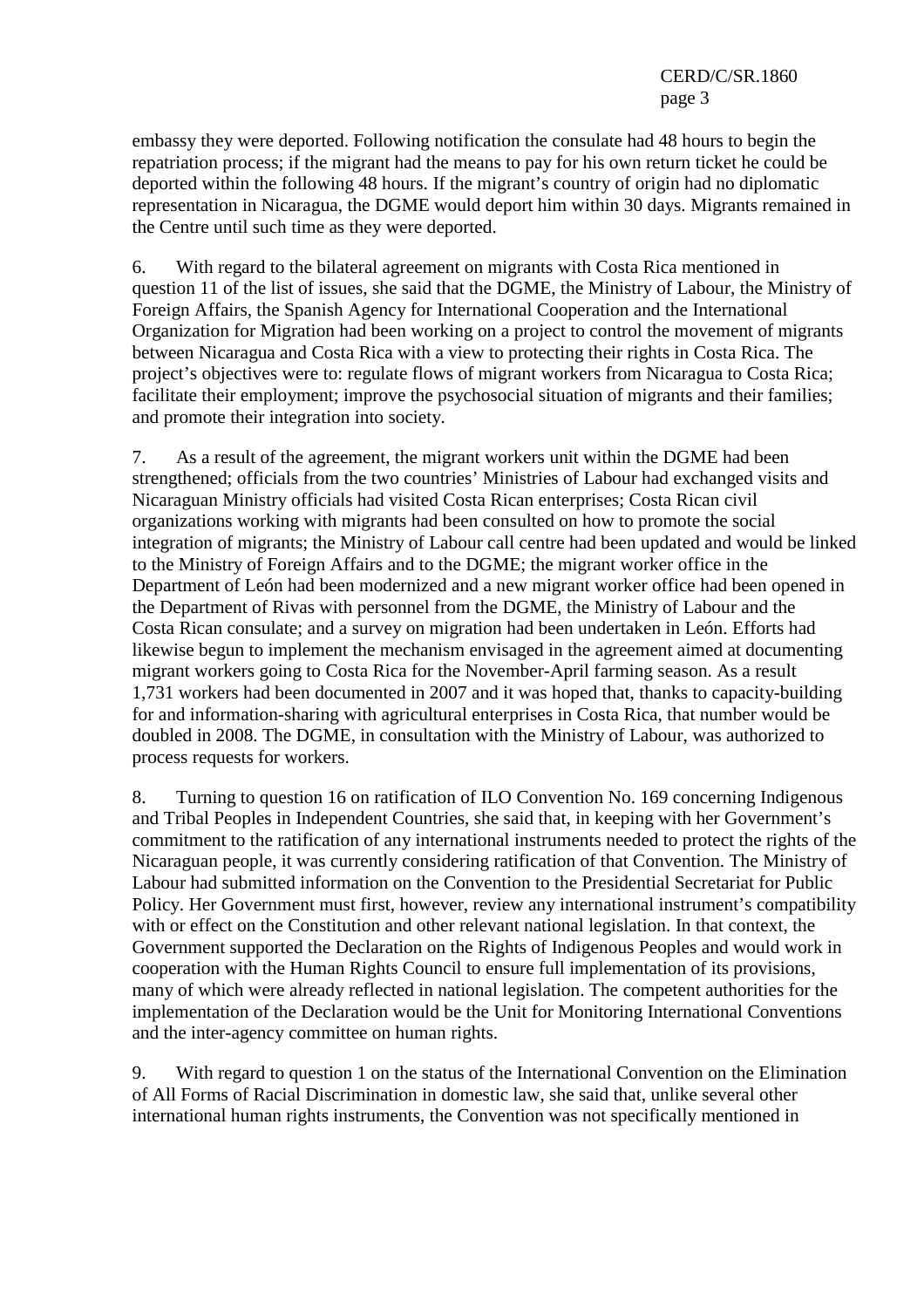embassy they were deported. Following notification the consulate had 48 hours to begin the repatriation process; if the migrant had the means to pay for his own return ticket he could be deported within the following 48 hours. If the migrant's country of origin had no diplomatic representation in Nicaragua, the DGME would deport him within 30 days. Migrants remained in the Centre until such time as they were deported.

6. With regard to the bilateral agreement on migrants with Costa Rica mentioned in question 11 of the list of issues, she said that the DGME, the Ministry of Labour, the Ministry of Foreign Affairs, the Spanish Agency for International Cooperation and the International Organization for Migration had been working on a project to control the movement of migrants between Nicaragua and Costa Rica with a view to protecting their rights in Costa Rica. The project's objectives were to: regulate flows of migrant workers from Nicaragua to Costa Rica; facilitate their employment; improve the psychosocial situation of migrants and their families; and promote their integration into society.

7. As a result of the agreement, the migrant workers unit within the DGME had been strengthened; officials from the two countries' Ministries of Labour had exchanged visits and Nicaraguan Ministry officials had visited Costa Rican enterprises; Costa Rican civil organizations working with migrants had been consulted on how to promote the social integration of migrants; the Ministry of Labour call centre had been updated and would be linked to the Ministry of Foreign Affairs and to the DGME; the migrant worker office in the Department of León had been modernized and a new migrant worker office had been opened in the Department of Rivas with personnel from the DGME, the Ministry of Labour and the Costa Rican consulate; and a survey on migration had been undertaken in León. Efforts had likewise begun to implement the mechanism envisaged in the agreement aimed at documenting migrant workers going to Costa Rica for the November-April farming season. As a result 1,731 workers had been documented in 2007 and it was hoped that, thanks to capacity-building for and information-sharing with agricultural enterprises in Costa Rica, that number would be doubled in 2008. The DGME, in consultation with the Ministry of Labour, was authorized to process requests for workers.

8. Turning to question 16 on ratification of ILO Convention No. 169 concerning Indigenous and Tribal Peoples in Independent Countries, she said that, in keeping with her Government's commitment to the ratification of any international instruments needed to protect the rights of the Nicaraguan people, it was currently considering ratification of that Convention. The Ministry of Labour had submitted information on the Convention to the Presidential Secretariat for Public Policy. Her Government must first, however, review any international instrument's compatibility with or effect on the Constitution and other relevant national legislation. In that context, the Government supported the Declaration on the Rights of Indigenous Peoples and would work in cooperation with the Human Rights Council to ensure full implementation of its provisions, many of which were already reflected in national legislation. The competent authorities for the implementation of the Declaration would be the Unit for Monitoring International Conventions and the inter-agency committee on human rights.

9. With regard to question 1 on the status of the International Convention on the Elimination of All Forms of Racial Discrimination in domestic law, she said that, unlike several other international human rights instruments, the Convention was not specifically mentioned in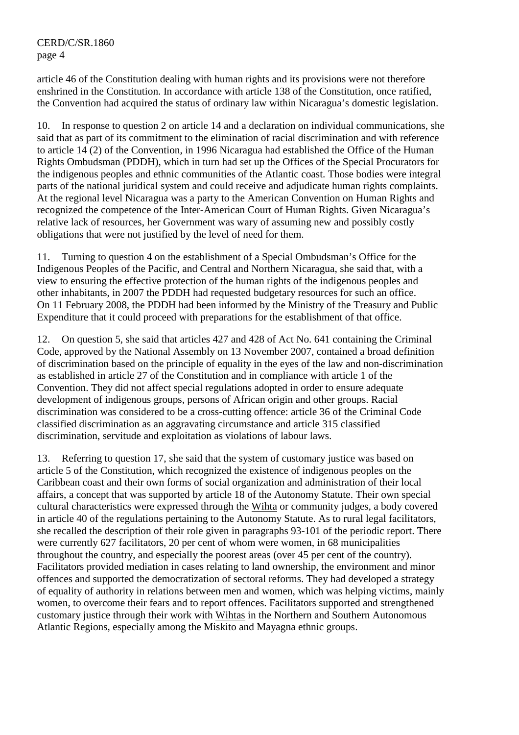article 46 of the Constitution dealing with human rights and its provisions were not therefore enshrined in the Constitution. In accordance with article 138 of the Constitution, once ratified, the Convention had acquired the status of ordinary law within Nicaragua's domestic legislation.

10. In response to question 2 on article 14 and a declaration on individual communications, she said that as part of its commitment to the elimination of racial discrimination and with reference to article 14 (2) of the Convention, in 1996 Nicaragua had established the Office of the Human Rights Ombudsman (PDDH), which in turn had set up the Offices of the Special Procurators for the indigenous peoples and ethnic communities of the Atlantic coast. Those bodies were integral parts of the national juridical system and could receive and adjudicate human rights complaints. At the regional level Nicaragua was a party to the American Convention on Human Rights and recognized the competence of the Inter-American Court of Human Rights. Given Nicaragua's relative lack of resources, her Government was wary of assuming new and possibly costly obligations that were not justified by the level of need for them.

11. Turning to question 4 on the establishment of a Special Ombudsman's Office for the Indigenous Peoples of the Pacific, and Central and Northern Nicaragua, she said that, with a view to ensuring the effective protection of the human rights of the indigenous peoples and other inhabitants, in 2007 the PDDH had requested budgetary resources for such an office. On 11 February 2008, the PDDH had been informed by the Ministry of the Treasury and Public Expenditure that it could proceed with preparations for the establishment of that office.

12. On question 5, she said that articles 427 and 428 of Act No. 641 containing the Criminal Code, approved by the National Assembly on 13 November 2007, contained a broad definition of discrimination based on the principle of equality in the eyes of the law and non-discrimination as established in article 27 of the Constitution and in compliance with article 1 of the Convention. They did not affect special regulations adopted in order to ensure adequate development of indigenous groups, persons of African origin and other groups. Racial discrimination was considered to be a cross-cutting offence: article 36 of the Criminal Code classified discrimination as an aggravating circumstance and article 315 classified discrimination, servitude and exploitation as violations of labour laws.

13. Referring to question 17, she said that the system of customary justice was based on article 5 of the Constitution, which recognized the existence of indigenous peoples on the Caribbean coast and their own forms of social organization and administration of their local affairs, a concept that was supported by article 18 of the Autonomy Statute. Their own special cultural characteristics were expressed through the Wihta or community judges, a body covered in article 40 of the regulations pertaining to the Autonomy Statute. As to rural legal facilitators, she recalled the description of their role given in paragraphs 93-101 of the periodic report. There were currently 627 facilitators, 20 per cent of whom were women, in 68 municipalities throughout the country, and especially the poorest areas (over 45 per cent of the country). Facilitators provided mediation in cases relating to land ownership, the environment and minor offences and supported the democratization of sectoral reforms. They had developed a strategy of equality of authority in relations between men and women, which was helping victims, mainly women, to overcome their fears and to report offences. Facilitators supported and strengthened customary justice through their work with Wihtas in the Northern and Southern Autonomous Atlantic Regions, especially among the Miskito and Mayagna ethnic groups.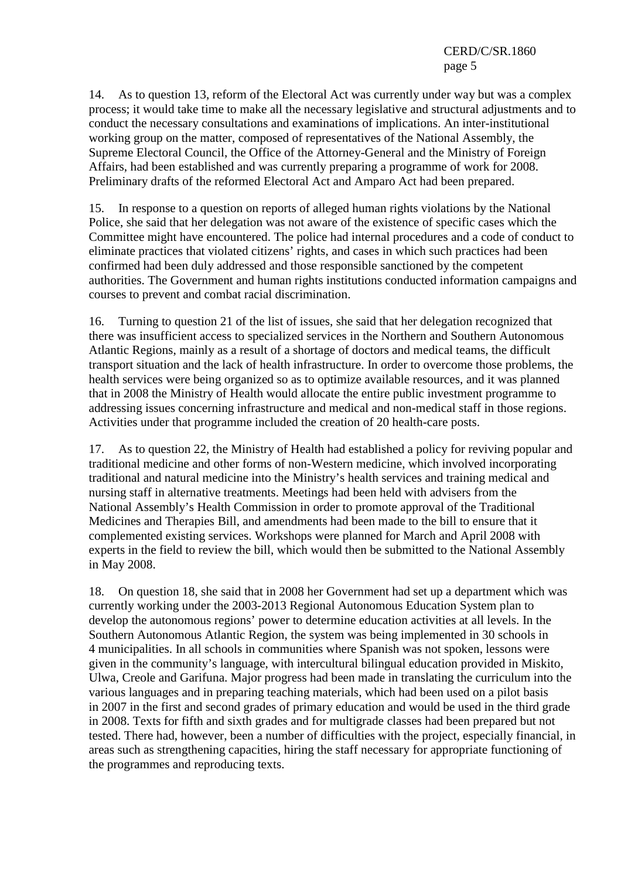14. As to question 13, reform of the Electoral Act was currently under way but was a complex process; it would take time to make all the necessary legislative and structural adjustments and to conduct the necessary consultations and examinations of implications. An inter-institutional working group on the matter, composed of representatives of the National Assembly, the Supreme Electoral Council, the Office of the Attorney-General and the Ministry of Foreign Affairs, had been established and was currently preparing a programme of work for 2008. Preliminary drafts of the reformed Electoral Act and Amparo Act had been prepared.

15. In response to a question on reports of alleged human rights violations by the National Police, she said that her delegation was not aware of the existence of specific cases which the Committee might have encountered. The police had internal procedures and a code of conduct to eliminate practices that violated citizens' rights, and cases in which such practices had been confirmed had been duly addressed and those responsible sanctioned by the competent authorities. The Government and human rights institutions conducted information campaigns and courses to prevent and combat racial discrimination.

16. Turning to question 21 of the list of issues, she said that her delegation recognized that there was insufficient access to specialized services in the Northern and Southern Autonomous Atlantic Regions, mainly as a result of a shortage of doctors and medical teams, the difficult transport situation and the lack of health infrastructure. In order to overcome those problems, the health services were being organized so as to optimize available resources, and it was planned that in 2008 the Ministry of Health would allocate the entire public investment programme to addressing issues concerning infrastructure and medical and non-medical staff in those regions. Activities under that programme included the creation of 20 health-care posts.

17. As to question 22, the Ministry of Health had established a policy for reviving popular and traditional medicine and other forms of non-Western medicine, which involved incorporating traditional and natural medicine into the Ministry's health services and training medical and nursing staff in alternative treatments. Meetings had been held with advisers from the National Assembly's Health Commission in order to promote approval of the Traditional Medicines and Therapies Bill, and amendments had been made to the bill to ensure that it complemented existing services. Workshops were planned for March and April 2008 with experts in the field to review the bill, which would then be submitted to the National Assembly in May 2008.

18. On question 18, she said that in 2008 her Government had set up a department which was currently working under the 2003-2013 Regional Autonomous Education System plan to develop the autonomous regions' power to determine education activities at all levels. In the Southern Autonomous Atlantic Region, the system was being implemented in 30 schools in 4 municipalities. In all schools in communities where Spanish was not spoken, lessons were given in the community's language, with intercultural bilingual education provided in Miskito, Ulwa, Creole and Garifuna. Major progress had been made in translating the curriculum into the various languages and in preparing teaching materials, which had been used on a pilot basis in 2007 in the first and second grades of primary education and would be used in the third grade in 2008. Texts for fifth and sixth grades and for multigrade classes had been prepared but not tested. There had, however, been a number of difficulties with the project, especially financial, in areas such as strengthening capacities, hiring the staff necessary for appropriate functioning of the programmes and reproducing texts.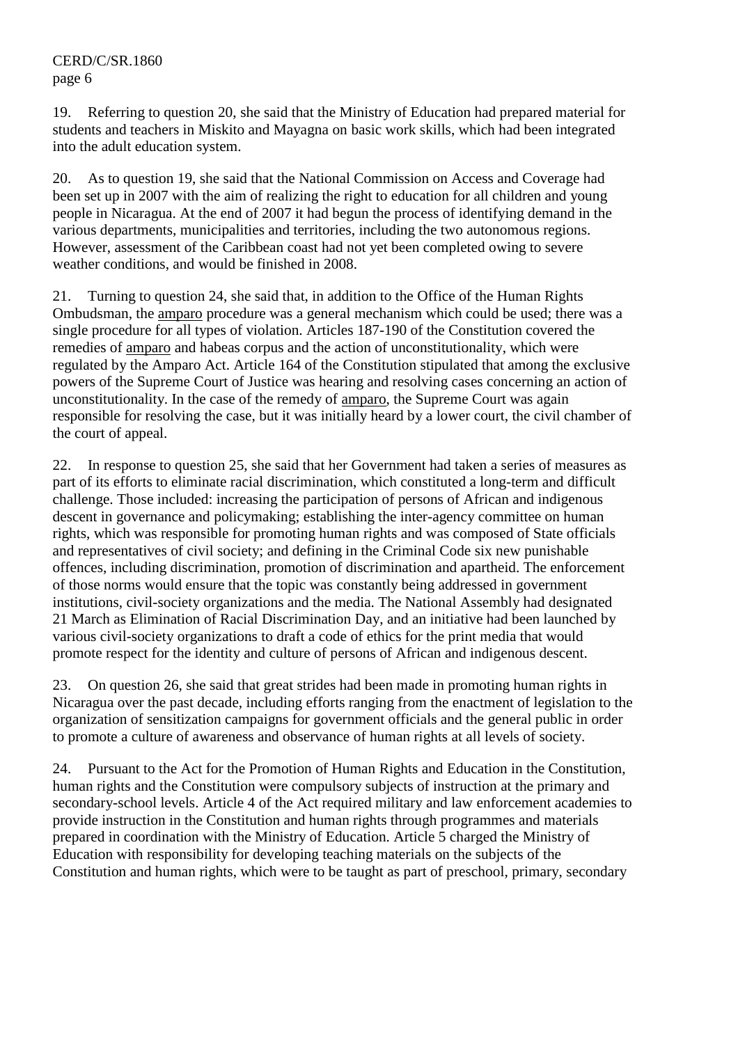19. Referring to question 20, she said that the Ministry of Education had prepared material for students and teachers in Miskito and Mayagna on basic work skills, which had been integrated into the adult education system.

20. As to question 19, she said that the National Commission on Access and Coverage had been set up in 2007 with the aim of realizing the right to education for all children and young people in Nicaragua. At the end of 2007 it had begun the process of identifying demand in the various departments, municipalities and territories, including the two autonomous regions. However, assessment of the Caribbean coast had not yet been completed owing to severe weather conditions, and would be finished in 2008.

21. Turning to question 24, she said that, in addition to the Office of the Human Rights Ombudsman, the amparo procedure was a general mechanism which could be used; there was a single procedure for all types of violation. Articles 187-190 of the Constitution covered the remedies of amparo and habeas corpus and the action of unconstitutionality, which were regulated by the Amparo Act. Article 164 of the Constitution stipulated that among the exclusive powers of the Supreme Court of Justice was hearing and resolving cases concerning an action of unconstitutionality. In the case of the remedy of amparo, the Supreme Court was again responsible for resolving the case, but it was initially heard by a lower court, the civil chamber of the court of appeal.

22. In response to question 25, she said that her Government had taken a series of measures as part of its efforts to eliminate racial discrimination, which constituted a long-term and difficult challenge. Those included: increasing the participation of persons of African and indigenous descent in governance and policymaking; establishing the inter-agency committee on human rights, which was responsible for promoting human rights and was composed of State officials and representatives of civil society; and defining in the Criminal Code six new punishable offences, including discrimination, promotion of discrimination and apartheid. The enforcement of those norms would ensure that the topic was constantly being addressed in government institutions, civil-society organizations and the media. The National Assembly had designated 21 March as Elimination of Racial Discrimination Day, and an initiative had been launched by various civil-society organizations to draft a code of ethics for the print media that would promote respect for the identity and culture of persons of African and indigenous descent.

23. On question 26, she said that great strides had been made in promoting human rights in Nicaragua over the past decade, including efforts ranging from the enactment of legislation to the organization of sensitization campaigns for government officials and the general public in order to promote a culture of awareness and observance of human rights at all levels of society.

24. Pursuant to the Act for the Promotion of Human Rights and Education in the Constitution, human rights and the Constitution were compulsory subjects of instruction at the primary and secondary-school levels. Article 4 of the Act required military and law enforcement academies to provide instruction in the Constitution and human rights through programmes and materials prepared in coordination with the Ministry of Education. Article 5 charged the Ministry of Education with responsibility for developing teaching materials on the subjects of the Constitution and human rights, which were to be taught as part of preschool, primary, secondary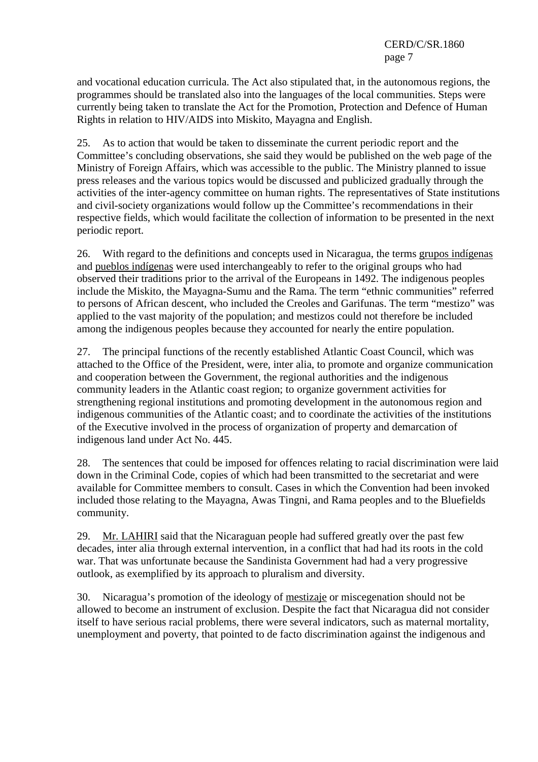and vocational education curricula. The Act also stipulated that, in the autonomous regions, the programmes should be translated also into the languages of the local communities. Steps were currently being taken to translate the Act for the Promotion, Protection and Defence of Human Rights in relation to HIV/AIDS into Miskito, Mayagna and English.

25. As to action that would be taken to disseminate the current periodic report and the Committee's concluding observations, she said they would be published on the web page of the Ministry of Foreign Affairs, which was accessible to the public. The Ministry planned to issue press releases and the various topics would be discussed and publicized gradually through the activities of the inter-agency committee on human rights. The representatives of State institutions and civil-society organizations would follow up the Committee's recommendations in their respective fields, which would facilitate the collection of information to be presented in the next periodic report.

26. With regard to the definitions and concepts used in Nicaragua, the terms grupos indígenas and pueblos indígenas were used interchangeably to refer to the original groups who had observed their traditions prior to the arrival of the Europeans in 1492. The indigenous peoples include the Miskito, the Mayagna-Sumu and the Rama. The term "ethnic communities" referred to persons of African descent, who included the Creoles and Garifunas. The term "mestizo" was applied to the vast majority of the population; and mestizos could not therefore be included among the indigenous peoples because they accounted for nearly the entire population.

27. The principal functions of the recently established Atlantic Coast Council, which was attached to the Office of the President, were, inter alia, to promote and organize communication and cooperation between the Government, the regional authorities and the indigenous community leaders in the Atlantic coast region; to organize government activities for strengthening regional institutions and promoting development in the autonomous region and indigenous communities of the Atlantic coast; and to coordinate the activities of the institutions of the Executive involved in the process of organization of property and demarcation of indigenous land under Act No. 445.

28. The sentences that could be imposed for offences relating to racial discrimination were laid down in the Criminal Code, copies of which had been transmitted to the secretariat and were available for Committee members to consult. Cases in which the Convention had been invoked included those relating to the Mayagna, Awas Tingni, and Rama peoples and to the Bluefields community.

29. Mr. LAHIRI said that the Nicaraguan people had suffered greatly over the past few decades, inter alia through external intervention, in a conflict that had had its roots in the cold war. That was unfortunate because the Sandinista Government had had a very progressive outlook, as exemplified by its approach to pluralism and diversity.

30. Nicaragua's promotion of the ideology of mestizaje or miscegenation should not be allowed to become an instrument of exclusion. Despite the fact that Nicaragua did not consider itself to have serious racial problems, there were several indicators, such as maternal mortality, unemployment and poverty, that pointed to de facto discrimination against the indigenous and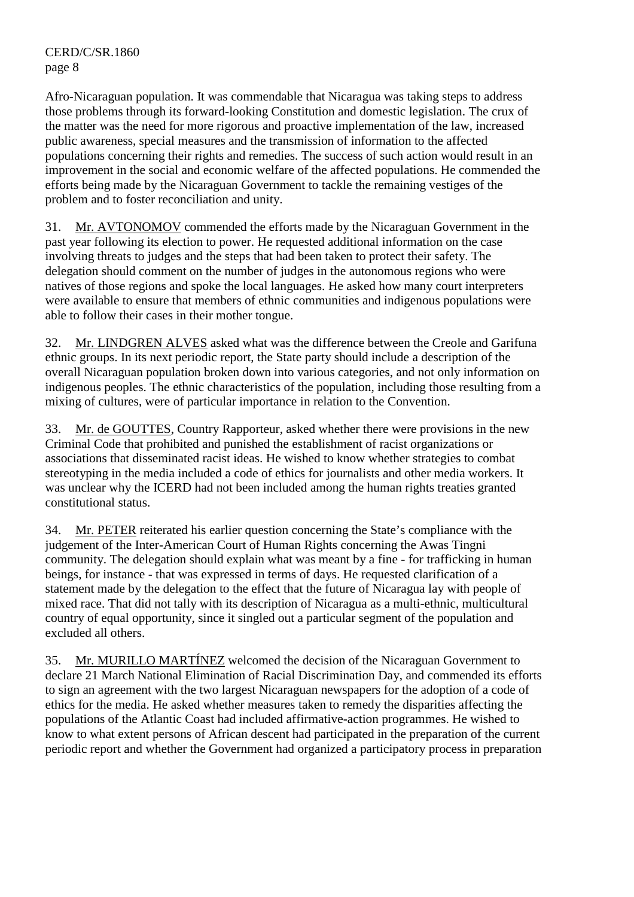Afro-Nicaraguan population. It was commendable that Nicaragua was taking steps to address those problems through its forward-looking Constitution and domestic legislation. The crux of the matter was the need for more rigorous and proactive implementation of the law, increased public awareness, special measures and the transmission of information to the affected populations concerning their rights and remedies. The success of such action would result in an improvement in the social and economic welfare of the affected populations. He commended the efforts being made by the Nicaraguan Government to tackle the remaining vestiges of the problem and to foster reconciliation and unity.

31. Mr. AVTONOMOV commended the efforts made by the Nicaraguan Government in the past year following its election to power. He requested additional information on the case involving threats to judges and the steps that had been taken to protect their safety. The delegation should comment on the number of judges in the autonomous regions who were natives of those regions and spoke the local languages. He asked how many court interpreters were available to ensure that members of ethnic communities and indigenous populations were able to follow their cases in their mother tongue.

32. Mr. LINDGREN ALVES asked what was the difference between the Creole and Garifuna ethnic groups. In its next periodic report, the State party should include a description of the overall Nicaraguan population broken down into various categories, and not only information on indigenous peoples. The ethnic characteristics of the population, including those resulting from a mixing of cultures, were of particular importance in relation to the Convention.

33. Mr. de GOUTTES, Country Rapporteur, asked whether there were provisions in the new Criminal Code that prohibited and punished the establishment of racist organizations or associations that disseminated racist ideas. He wished to know whether strategies to combat stereotyping in the media included a code of ethics for journalists and other media workers. It was unclear why the ICERD had not been included among the human rights treaties granted constitutional status.

34. Mr. PETER reiterated his earlier question concerning the State's compliance with the judgement of the Inter-American Court of Human Rights concerning the Awas Tingni community. The delegation should explain what was meant by a fine - for trafficking in human beings, for instance - that was expressed in terms of days. He requested clarification of a statement made by the delegation to the effect that the future of Nicaragua lay with people of mixed race. That did not tally with its description of Nicaragua as a multi-ethnic, multicultural country of equal opportunity, since it singled out a particular segment of the population and excluded all others.

35. Mr. MURILLO MARTÍNEZ welcomed the decision of the Nicaraguan Government to declare 21 March National Elimination of Racial Discrimination Day, and commended its efforts to sign an agreement with the two largest Nicaraguan newspapers for the adoption of a code of ethics for the media. He asked whether measures taken to remedy the disparities affecting the populations of the Atlantic Coast had included affirmative-action programmes. He wished to know to what extent persons of African descent had participated in the preparation of the current periodic report and whether the Government had organized a participatory process in preparation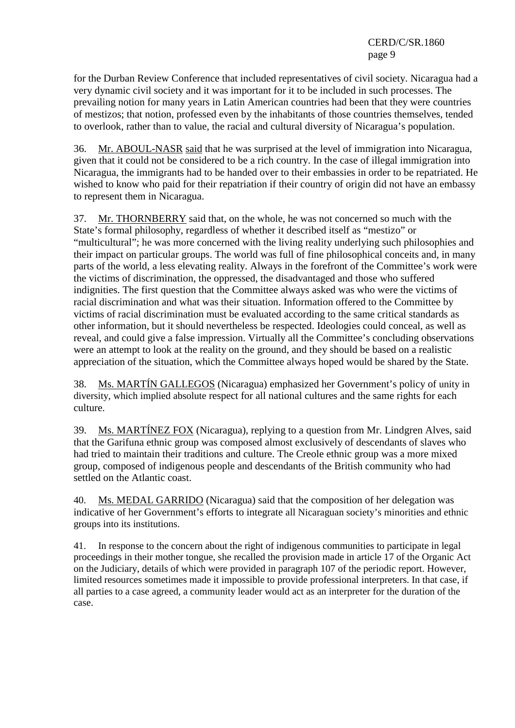for the Durban Review Conference that included representatives of civil society. Nicaragua had a very dynamic civil society and it was important for it to be included in such processes. The prevailing notion for many years in Latin American countries had been that they were countries of mestizos; that notion, professed even by the inhabitants of those countries themselves, tended to overlook, rather than to value, the racial and cultural diversity of Nicaragua's population.

36. Mr. ABOUL-NASR said that he was surprised at the level of immigration into Nicaragua, given that it could not be considered to be a rich country. In the case of illegal immigration into Nicaragua, the immigrants had to be handed over to their embassies in order to be repatriated. He wished to know who paid for their repatriation if their country of origin did not have an embassy to represent them in Nicaragua.

37. Mr. THORNBERRY said that, on the whole, he was not concerned so much with the State's formal philosophy, regardless of whether it described itself as "mestizo" or "multicultural"; he was more concerned with the living reality underlying such philosophies and their impact on particular groups. The world was full of fine philosophical conceits and, in many parts of the world, a less elevating reality. Always in the forefront of the Committee's work were the victims of discrimination, the oppressed, the disadvantaged and those who suffered indignities. The first question that the Committee always asked was who were the victims of racial discrimination and what was their situation. Information offered to the Committee by victims of racial discrimination must be evaluated according to the same critical standards as other information, but it should nevertheless be respected. Ideologies could conceal, as well as reveal, and could give a false impression. Virtually all the Committee's concluding observations were an attempt to look at the reality on the ground, and they should be based on a realistic appreciation of the situation, which the Committee always hoped would be shared by the State.

38. Ms. MARTÍN GALLEGOS (Nicaragua) emphasized her Government's policy of unity in diversity, which implied absolute respect for all national cultures and the same rights for each culture.

39. Ms. MARTÍNEZ FOX (Nicaragua), replying to a question from Mr. Lindgren Alves, said that the Garifuna ethnic group was composed almost exclusively of descendants of slaves who had tried to maintain their traditions and culture. The Creole ethnic group was a more mixed group, composed of indigenous people and descendants of the British community who had settled on the Atlantic coast.

40. Ms. MEDAL GARRIDO (Nicaragua) said that the composition of her delegation was indicative of her Government's efforts to integrate all Nicaraguan society's minorities and ethnic groups into its institutions.

41. In response to the concern about the right of indigenous communities to participate in legal proceedings in their mother tongue, she recalled the provision made in article 17 of the Organic Act on the Judiciary, details of which were provided in paragraph 107 of the periodic report. However, limited resources sometimes made it impossible to provide professional interpreters. In that case, if all parties to a case agreed, a community leader would act as an interpreter for the duration of the case.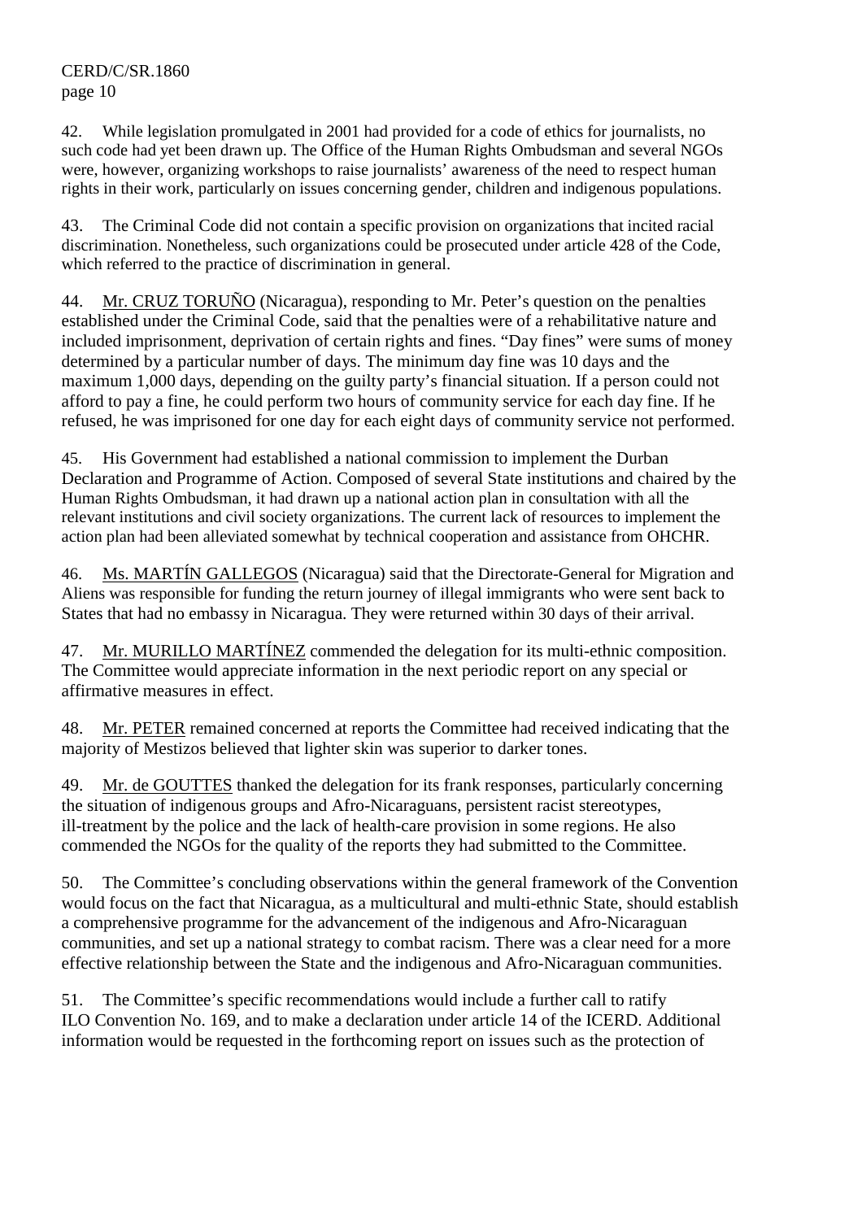42. While legislation promulgated in 2001 had provided for a code of ethics for journalists, no such code had yet been drawn up. The Office of the Human Rights Ombudsman and several NGOs were, however, organizing workshops to raise journalists' awareness of the need to respect human rights in their work, particularly on issues concerning gender, children and indigenous populations.

43. The Criminal Code did not contain a specific provision on organizations that incited racial discrimination. Nonetheless, such organizations could be prosecuted under article 428 of the Code, which referred to the practice of discrimination in general.

44. Mr. CRUZ TORUÑO (Nicaragua), responding to Mr. Peter's question on the penalties established under the Criminal Code, said that the penalties were of a rehabilitative nature and included imprisonment, deprivation of certain rights and fines. "Day fines" were sums of money determined by a particular number of days. The minimum day fine was 10 days and the maximum 1,000 days, depending on the guilty party's financial situation. If a person could not afford to pay a fine, he could perform two hours of community service for each day fine. If he refused, he was imprisoned for one day for each eight days of community service not performed.

45. His Government had established a national commission to implement the Durban Declaration and Programme of Action. Composed of several State institutions and chaired by the Human Rights Ombudsman, it had drawn up a national action plan in consultation with all the relevant institutions and civil society organizations. The current lack of resources to implement the action plan had been alleviated somewhat by technical cooperation and assistance from OHCHR.

46. Ms. MARTÍN GALLEGOS (Nicaragua) said that the Directorate-General for Migration and Aliens was responsible for funding the return journey of illegal immigrants who were sent back to States that had no embassy in Nicaragua. They were returned within 30 days of their arrival.

47. Mr. MURILLO MARTÍNEZ commended the delegation for its multi-ethnic composition. The Committee would appreciate information in the next periodic report on any special or affirmative measures in effect.

48. Mr. PETER remained concerned at reports the Committee had received indicating that the majority of Mestizos believed that lighter skin was superior to darker tones.

49. Mr. de GOUTTES thanked the delegation for its frank responses, particularly concerning the situation of indigenous groups and Afro-Nicaraguans, persistent racist stereotypes, ill-treatment by the police and the lack of health-care provision in some regions. He also commended the NGOs for the quality of the reports they had submitted to the Committee.

50. The Committee's concluding observations within the general framework of the Convention would focus on the fact that Nicaragua, as a multicultural and multi-ethnic State, should establish a comprehensive programme for the advancement of the indigenous and Afro-Nicaraguan communities, and set up a national strategy to combat racism. There was a clear need for a more effective relationship between the State and the indigenous and Afro-Nicaraguan communities.

51. The Committee's specific recommendations would include a further call to ratify ILO Convention No. 169, and to make a declaration under article 14 of the ICERD. Additional information would be requested in the forthcoming report on issues such as the protection of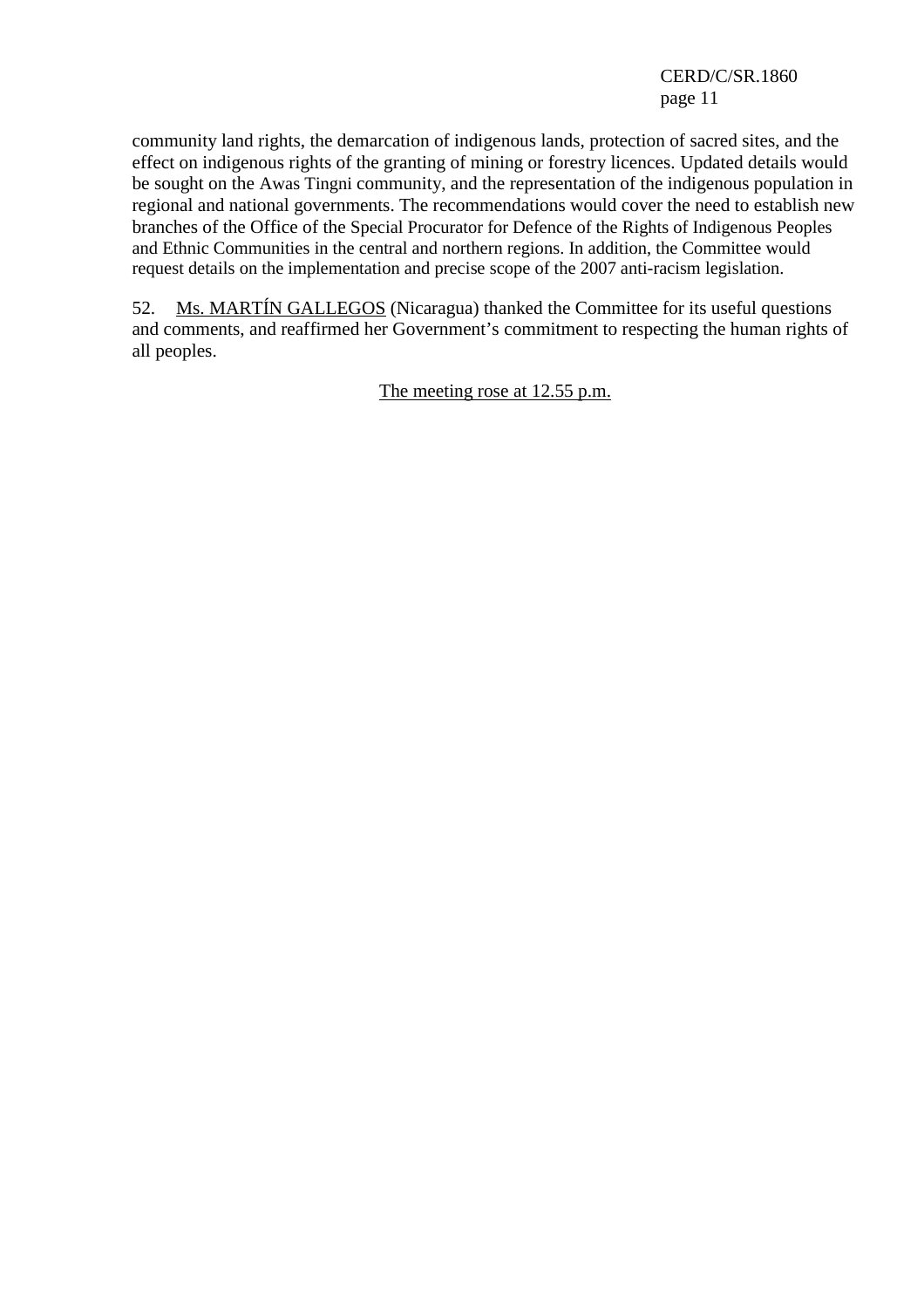community land rights, the demarcation of indigenous lands, protection of sacred sites, and the effect on indigenous rights of the granting of mining or forestry licences. Updated details would be sought on the Awas Tingni community, and the representation of the indigenous population in regional and national governments. The recommendations would cover the need to establish new branches of the Office of the Special Procurator for Defence of the Rights of Indigenous Peoples and Ethnic Communities in the central and northern regions. In addition, the Committee would request details on the implementation and precise scope of the 2007 anti-racism legislation.

52. Ms. MARTÍN GALLEGOS (Nicaragua) thanked the Committee for its useful questions and comments, and reaffirmed her Government's commitment to respecting the human rights of all peoples.

The meeting rose at 12.55 p.m.